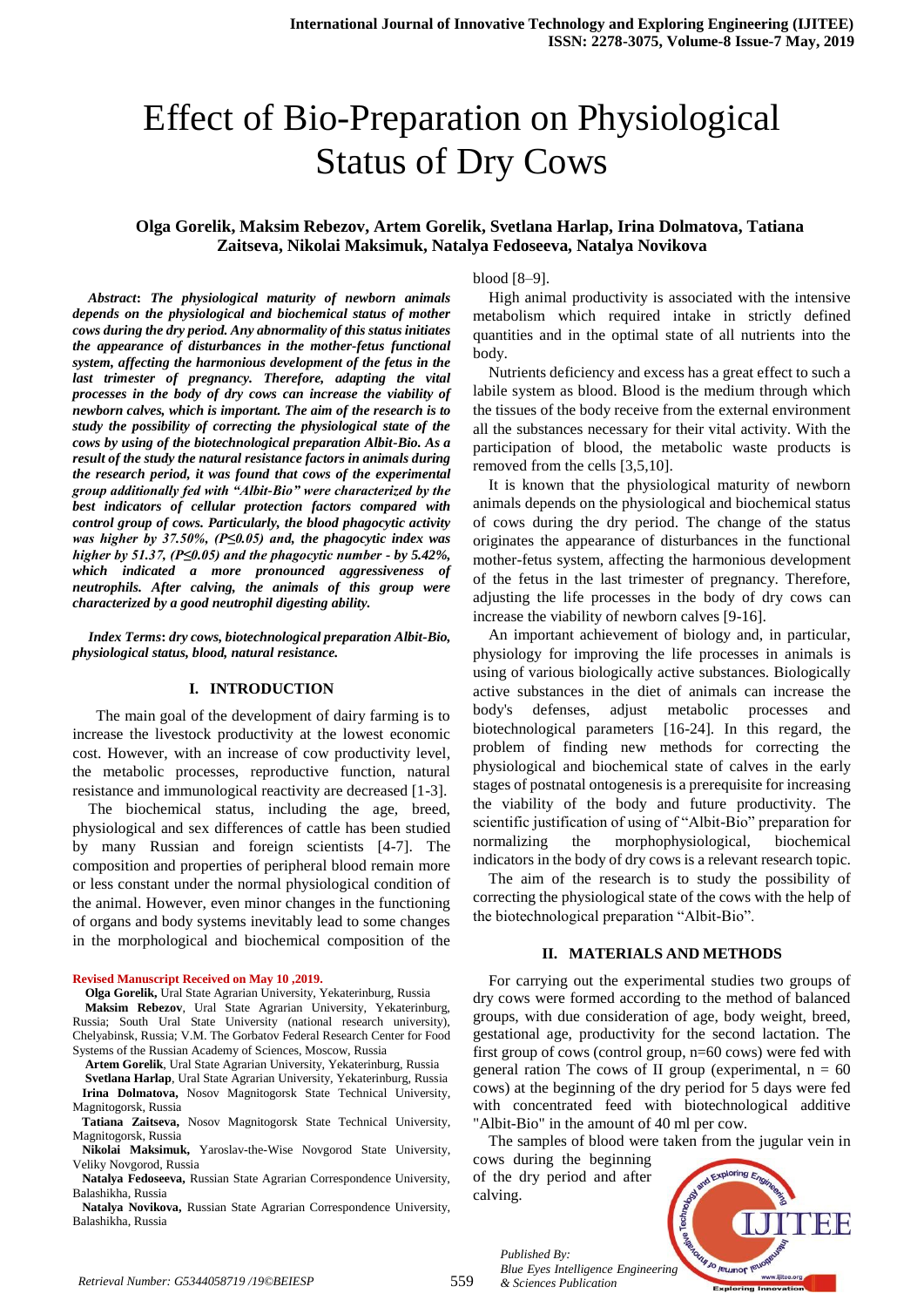# Effect of Bio-Preparation on Physiological Status of Dry Cows

**Olga Gorelik, Maksim Rebezov, Artem Gorelik, Svetlana Harlap, Irina Dolmatova, Tatiana Zaitseva, Nikolai Maksimuk, Natalya Fedoseeva, Natalya Novikova**

***Abstract*: *The physiological maturity of newborn animals depends on the physiological and biochemical status of mother cows during the dry period. Any abnormality of this status initiates the appearance of disturbances in the mother-fetus functional system, affecting the harmonious development of the fetus in the last trimester of pregnancy. Therefore, adapting the vital processes in the body of dry cows can increase the viability of newborn calves, which is important. The aim of the research is to study the possibility of correcting the physiological state of the cows by using of the biotechnological preparation Albit-Bio. As a result of the study the natural resistance factors in animals during the research period, it was found that cows of the experimental group additionally fed with "Albit-Bio" were characterized by the best indicators of cellular protection factors compared with control group of cows. Particularly, the blood phagocytic activity was higher by 37.50%, (P≤0.05) and, the phagocytic index was higher by 51.37, (P≤0.05) and the phagocytic number - by 5.42%, which indicated a more pronounced aggressiveness of neutrophils. After calving, the animals of this group were characterized by a good neutrophil digesting ability.***

***Index Terms*: *dry cows, biotechnological preparation Albit-Bio, physiological status, blood, natural resistance.***

## I. INTRODUCTION

The main goal of the development of dairy farming is to increase the livestock productivity at the lowest economic cost. However, with an increase of cow productivity level, the metabolic processes, reproductive function, natural resistance and immunological reactivity are decreased [1-3].

The biochemical status, including the age, breed, physiological and sex differences of cattle has been studied by many Russian and foreign scientists [4-7]. The composition and properties of peripheral blood remain more or less constant under the normal physiological condition of the animal. However, even minor changes in the functioning of organs and body systems inevitably lead to some changes in the morphological and biochemical composition of the blood [8–9].

High animal productivity is associated with the intensive metabolism which required intake in strictly defined quantities and in the optimal state of all nutrients into the body.

Nutrients deficiency and excess has a great effect to such a labile system as blood. Blood is the medium through which the tissues of the body receive from the external environment all the substances necessary for their vital activity. With the participation of blood, the metabolic waste products is removed from the cells [3,5,10].

It is known that the physiological maturity of newborn animals depends on the physiological and biochemical status of cows during the dry period. The change of the status originates the appearance of disturbances in the functional mother-fetus system, affecting the harmonious development of the fetus in the last trimester of pregnancy. Therefore, adjusting the life processes in the body of dry cows can increase the viability of newborn calves [9-16].

An important achievement of biology and, in particular, physiology for improving the life processes in animals is using of various biologically active substances. Biologically active substances in the diet of animals can increase the body's defenses, adjust metabolic processes and biotechnological parameters [16-24]. In this regard, the problem of finding new methods for correcting the physiological and biochemical state of calves in the early stages of postnatal ontogenesis is a prerequisite for increasing the viability of the body and future productivity. The scientific justification of using of "Albit-Bio" preparation for normalizing the morphophysiological, biochemical indicators in the body of dry cows is a relevant research topic.

The aim of the research is to study the possibility of correcting the physiological state of the cows with the help of the biotechnological preparation "Albit-Bio".

## II. MATERIALS AND METHODS

For carrying out the experimental studies two groups of dry cows were formed according to the method of balanced groups, with due consideration of age, body weight, breed, gestational age, productivity for the second lactation. The first group of cows (control group, n=60 cows) were fed with general ration The cows of II group (experimental, n = 60 cows) at the beginning of the dry period for 5 days were fed with concentrated feed with biotechnological additive "Albit-Bio" in the amount of 40 ml per cow.

The samples of blood were taken from the jugular vein in cows during the beginning of the dry period and after calving.

**Revised Manuscript Received on May 10 ,2019.**

**Olga Gorelik,** Ural State Agrarian University, Yekaterinburg, Russia

**Maksim Rebezov**, Ural State Agrarian University, Yekaterinburg, Russia; South Ural State University (national research university), Chelyabinsk, Russia; V.M. The Gorbatov Federal Research Center for Food Systems of the Russian Academy of Sciences, Moscow, Russia

**Artem Gorelik**, Ural State Agrarian University, Yekaterinburg, Russia

**Svetlana Harlap**, Ural State Agrarian University, Yekaterinburg, Russia

**Irina Dolmatova,** Nosov Magnitogorsk State Technical University, Magnitogorsk, Russia

**Tatiana Zaitseva,** Nosov Magnitogorsk State Technical University, Magnitogorsk, Russia

**Nikolai Maksimuk,** Yaroslav-the-Wise Novgorod State University, Veliky Novgorod, Russia

**Natalya Fedoseeva,** Russian State Agrarian Correspondence University, Balashikha, Russia

**Natalya Novikova,** Russian State Agrarian Correspondence University, Balashikha, Russia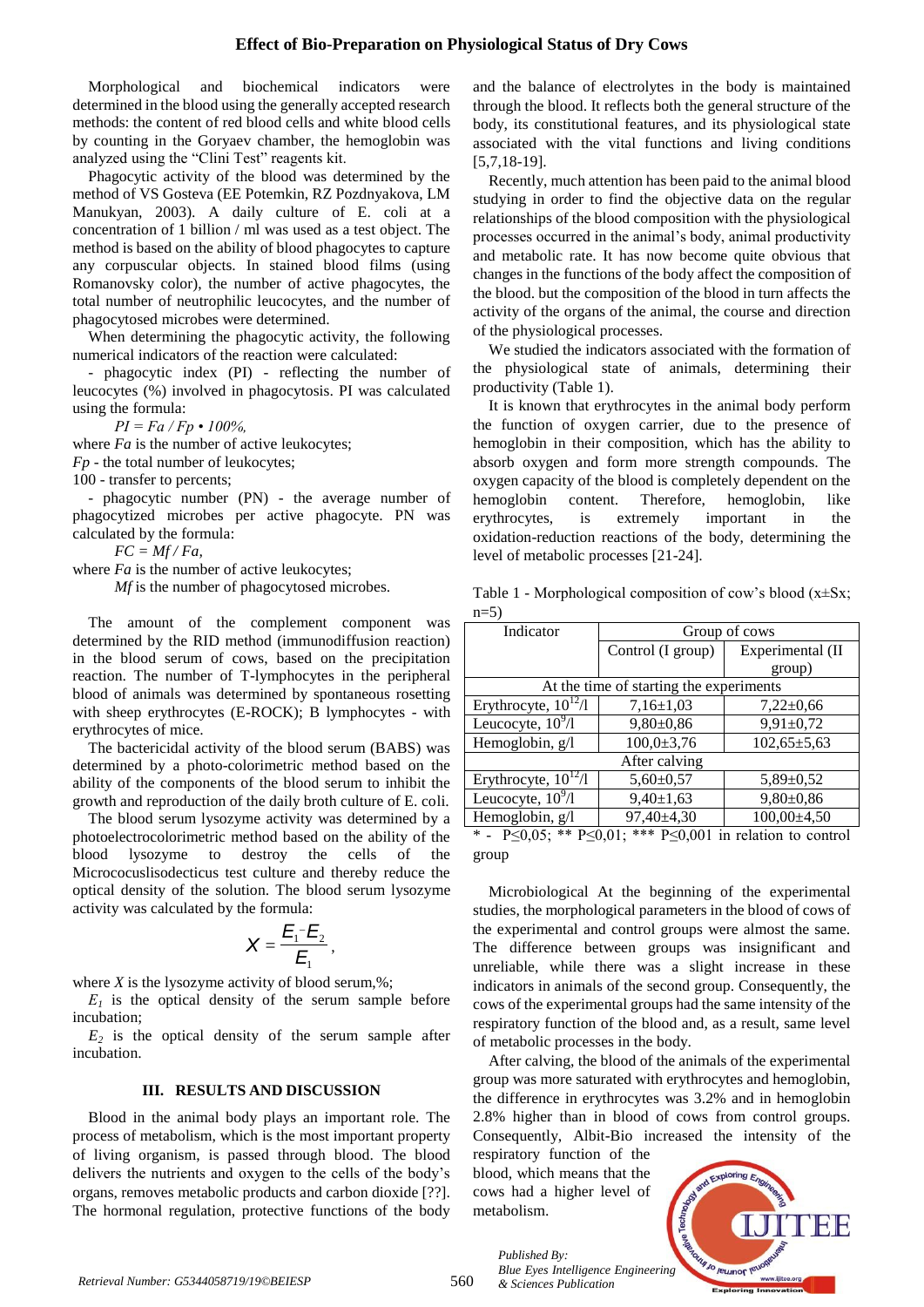Morphological and biochemical indicators were determined in the blood using the generally accepted research methods: the content of red blood cells and white blood cells by counting in the Goryaev chamber, the hemoglobin was analyzed using the "Clini Test" reagents kit.

Phagocytic activity of the blood was determined by the method of VS Gosteva (EE Potemkin, RZ Pozdnyakova, LM Manukyan, 2003). A daily culture of E. coli at a concentration of 1 billion / ml was used as a test object. The method is based on the ability of blood phagocytes to capture any corpuscular objects. In stained blood films (using Romanovsky color), the number of active phagocytes, the total number of neutrophilic leucocytes, and the number of phagocytosed microbes were determined.

When determining the phagocytic activity, the following numerical indicators of the reaction were calculated:

- phagocytic index (PI) - reflecting the number of leucocytes (%) involved in phagocytosis. PI was calculated using the formula:

$$PI = Fa / Fp \cdot 100\%,$$

where $Fa$ is the number of active leukocytes;
$Fp$ - the total number of leukocytes;
100 - transfer to percents;

- phagocytic number (PN) - the average number of phagocytized microbes per active phagocyte. PN was calculated by the formula:

$$FC = Mf / Fa,$$

where $Fa$ is the number of active leukocytes;
$Mf$ is the number of phagocytosed microbes.

The amount of the complement component was determined by the RID method (immunodiffusion reaction) in the blood serum of cows, based on the precipitation reaction. The number of T-lymphocytes in the peripheral blood of animals was determined by spontaneous rosetting with sheep erythrocytes (E-ROCK); B lymphocytes - with erythrocytes of mice.

The bactericidal activity of the blood serum (BABS) was determined by a photo-colorimetric method based on the ability of the components of the blood serum to inhibit the growth and reproduction of the daily broth culture of E. coli.

The blood serum lysozyme activity was determined by a photoelectrocolorimetric method based on the ability of the blood lysozyme to destroy the cells of the Micrococuslisodecticus test culture and thereby reduce the optical density of the solution. The blood serum lysozyme activity was calculated by the formula:

$$X = \frac{E_1 - E_2}{E_1},$$

where $X$ is the lysozyme activity of blood serum,%;

$E_1$ is the optical density of the serum sample before incubation;

$E_2$ is the optical density of the serum sample after incubation.

## III. RESULTS AND DISCUSSION

Blood in the animal body plays an important role. The process of metabolism, which is the most important property of living organism, is passed through blood. The blood delivers the nutrients and oxygen to the cells of the body's organs, removes metabolic products and carbon dioxide [??]. The hormonal regulation, protective functions of the body and the balance of electrolytes in the body is maintained through the blood. It reflects both the general structure of the body, its constitutional features, and its physiological state associated with the vital functions and living conditions [5,7,18-19].

Recently, much attention has been paid to the animal blood studying in order to find the objective data on the regular relationships of the blood composition with the physiological processes occurred in the animal's body, animal productivity and metabolic rate. It has now become quite obvious that changes in the functions of the body affect the composition of the blood. but the composition of the blood in turn affects the activity of the organs of the animal, the course and direction of the physiological processes.

We studied the indicators associated with the formation of the physiological state of animals, determining their productivity (Table 1).

It is known that erythrocytes in the animal body perform the function of oxygen carrier, due to the presence of hemoglobin in their composition, which has the ability to absorb oxygen and form more strength compounds. The oxygen capacity of the blood is completely dependent on the hemoglobin content. Therefore, hemoglobin, like erythrocytes, is extremely important in the oxidation-reduction reactions of the body, determining the level of metabolic processes [21-24].

Table 1 - Morphological composition of cow's blood (x±Sx; n=5)

| Indicator | Group of cows | |
|---|---|---|
| | Control (I group) | Experimental (II group) |
| At the time of starting the experiments | | |
| Erythrocyte, $10^{12}$/l | 7,16±1,03 | 7,22±0,66 |
| Leucocyte, $10^{9}$/l | 9,80±0,86 | 9,91±0,72 |
| Hemoglobin, g/l | 100,0±3,76 | 102,65±5,63 |
| After calving | | |
| Erythrocyte, $10^{12}$/l | 5,60±0,57 | 5,89±0,52 |
| Leucocyte, $10^{9}$/l | 9,40±1,63 | 9,80±0,86 |
| Hemoglobin, g/l | 97,40±4,30 | 100,00±4,50 |

\* - P≤0,05; \*\* P≤0,01; \*\*\* P≤0,001 in relation to control group

Microbiological At the beginning of the experimental studies, the morphological parameters in the blood of cows of the experimental and control groups were almost the same. The difference between groups was insignificant and unreliable, while there was a slight increase in these indicators in animals of the second group. Consequently, the cows of the experimental groups had the same intensity of the respiratory function of the blood and, as a result, same level of metabolic processes in the body.

After calving, the blood of the animals of the experimental group was more saturated with erythrocytes and hemoglobin, the difference in erythrocytes was 3.2% and in hemoglobin 2.8% higher than in blood of cows from control groups. Consequently, Albit-Bio increased the intensity of the respiratory function of the blood, which means that the cows had a higher level of metabolism.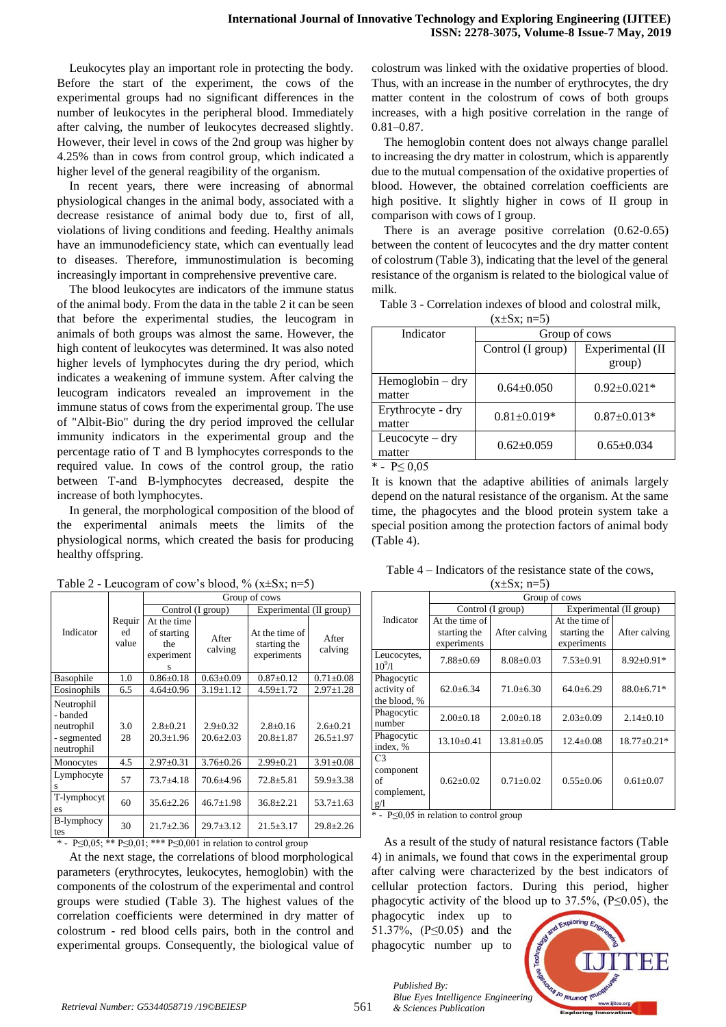Leukocytes play an important role in protecting the body. Before the start of the experiment, the cows of the experimental groups had no significant differences in the number of leukocytes in the peripheral blood. Immediately after calving, the number of leukocytes decreased slightly. However, their level in cows of the 2nd group was higher by 4.25% than in cows from control group, which indicated a higher level of the general reagibility of the organism.

In recent years, there were increasing of abnormal physiological changes in the animal body, associated with a decrease resistance of animal body due to, first of all, violations of living conditions and feeding. Healthy animals have an immunodeficiency state, which can eventually lead to diseases. Therefore, immunostimulation is becoming increasingly important in comprehensive preventive care.

The blood leukocytes are indicators of the immune status of the animal body. From the data in the table 2 it can be seen that before the experimental studies, the leucogram in animals of both groups was almost the same. However, the high content of leukocytes was determined. It was also noted higher levels of lymphocytes during the dry period, which indicates a weakening of immune system. After calving the leucogram indicators revealed an improvement in the immune status of cows from the experimental group. The use of "Albit-Bio" during the dry period improved the cellular immunity indicators in the experimental group and the percentage ratio of T and B lymphocytes corresponds to the required value. In cows of the control group, the ratio between T-and B-lymphocytes decreased, despite the increase of both lymphocytes.

In general, the morphological composition of the blood of the experimental animals meets the limits of the physiological norms, which created the basis for producing healthy offspring.

Table 2 - Leucogram of cow's blood, % (x±Sx; n=5)

| Indicator | Required value | Group of cows | | | |
|---|---|---|---|---|---|
| | | Control (I group) | | Experimental (II group) | |
| | | At the time of starting the experiments | After calving | At the time of starting the experiments | After calving |
| Basophile | 1.0 | 0.86±0.18 | 0.63±0.09 | 0.87±0.12 | 0.71±0.08 |
| Eosinophils | 6.5 | 4.64±0.96 | 3.19±1.12 | 4.59±1.72 | 2.97±1.28 |
| Neutrophil - banded neutrophil | 3.0 | 2.8±0.21 | 2.9±0.32 | 2.8±0.16 | 2.6±0.21 |
| - segmented neutrophil | 28 | 20.3±1.96 | 20.6±2.03 | 20.8±1.87 | 26.5±1.97 |
| Monocytes | 4.5 | 2.97±0.31 | 3.76±0.26 | 2.99±0.21 | 3.91±0.08 |
| Lymphocytes | 57 | 73.7±4.18 | 70.6±4.96 | 72.8±5.81 | 59.9±3.38 |
| T-lymphocytes | 60 | 35.6±2.26 | 46.7±1.98 | 36.8±2.21 | 53.7±1.63 |
| B-lymphocytes | 30 | 21.7±2.36 | 29.7±3.12 | 21.5±3.17 | 29.8±2.26 |

\* - P≤0,05; ** P≤0,01; *** P≤0,001 in relation to control group

At the next stage, the correlations of blood morphological parameters (erythrocytes, leukocytes, hemoglobin) with the components of the colostrum of the experimental and control groups were studied (Table 3). The highest values of the correlation coefficients were determined in dry matter of colostrum - red blood cells pairs, both in the control and experimental groups. Consequently, the biological value of colostrum was linked with the oxidative properties of blood. Thus, with an increase in the number of erythrocytes, the dry matter content in the colostrum of cows of both groups increases, with a high positive correlation in the range of 0.81–0.87.

The hemoglobin content does not always change parallel to increasing the dry matter in colostrum, which is apparently due to the mutual compensation of the oxidative properties of blood. However, the obtained correlation coefficients are high positive. It slightly higher in cows of II group in comparison with cows of I group.

There is an average positive correlation (0.62-0.65) between the content of leucocytes and the dry matter content of colostrum (Table 3), indicating that the level of the general resistance of the organism is related to the biological value of milk.

Table 3 - Correlation indexes of blood and colostral milk, (x±Sx; n=5)

| Indicator | Group of cows | |
|---|---|---|
| | Control (I group) | Experimental (II group) |
| Hemoglobin – dry matter | 0.64±0.050 | 0.92±0.021* |
| Erythrocyte - dry matter | 0.81±0.019* | 0.87±0.013* |
| Leucocyte – dry matter | 0.62±0.059 | 0.65±0.034 |

\* - P≤ 0,05

It is known that the adaptive abilities of animals largely depend on the natural resistance of the organism. At the same time, the phagocytes and the blood protein system take a special position among the protection factors of animal body (Table 4).

Table 4 – Indicators of the resistance state of the cows, (x±Sx; n=5)

| Indicator | Group of cows | | | |
|---|---|---|---|---|
| | Control (I group) | | Experimental (II group) | |
| | At the time of starting the experiments | After calving | At the time of starting the experiments | After calving |
| Leucocytes, $10^9$/l | 7.88±0.69 | 8.08±0.03 | 7.53±0.91 | 8.92±0.91* |
| Phagocytic activity of the blood, % | 62.0±6.34 | 71.0±6.30 | 64.0±6.29 | 88.0±6.71* |
| Phagocytic number | 2.00±0.18 | 2.00±0.18 | 2.03±0.09 | 2.14±0.10 |
| Phagocytic index, % | 13.10±0.41 | 13.81±0.05 | 12.4±0.08 | 18.77±0.21* |
| C3 component of complement, g/l | 0.62±0.02 | 0.71±0.02 | 0.55±0.06 | 0.61±0.07 |

\* - P≤0,05 in relation to control group

As a result of the study of natural resistance factors (Table 4) in animals, we found that cows in the experimental group after calving were characterized by the best indicators of cellular protection factors. During this period, higher phagocytic activity of the blood up to 37.5%, (P≤0.05), the phagocytic index up to 51.37%, (P≤0.05) and the phagocytic number up to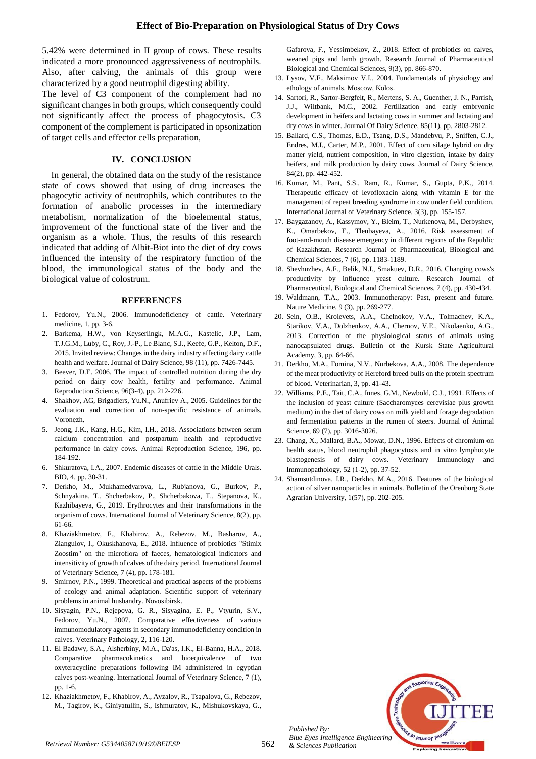5.42% were determined in II group of cows. These results indicated a more pronounced aggressiveness of neutrophils. Also, after calving, the animals of this group were characterized by a good neutrophil digesting ability.

The level of C3 component of the complement had no significant changes in both groups, which consequently could not significantly affect the process of phagocytosis. C3 component of the complement is participated in opsonization of target cells and effector cells preparation,

## IV. CONCLUSION

In general, the obtained data on the study of the resistance state of cows showed that using of drug increases the phagocytic activity of neutrophils, which contributes to the formation of anabolic processes in the intermediary metabolism, normalization of the bioelemental status, improvement of the functional state of the liver and the organism as a whole. Thus, the results of this research indicated that adding of Albit-Biot into the diet of dry cows influenced the intensity of the respiratory function of the blood, the immunological status of the body and the biological value of colostrum.

## REFERENCES

1. Fedorov, Yu.N., 2006. Immunodeficiency of cattle. Veterinary medicine, 1, pp. 3-6.
2. Barkema, H.W., von Keyserlingk, M.A.G., Kastelic, J.P., Lam, T.J.G.M., Luby, C., Roy, J.-P., Le Blanc, S.J., Keefe, G.P., Kelton, D.F., 2015. Invited review: Changes in the dairy industry affecting dairy cattle health and welfare. Journal of Dairy Science, 98 (11), pp. 7426-7445.
3. Beever, D.E. 2006. The impact of controlled nutrition during the dry period on dairy cow health, fertility and performance. Animal Reproduction Science, 96(3-4), pp. 212-226.
4. Shakhov, AG, Brigadiers, Yu.N., Anufriev A., 2005. Guidelines for the evaluation and correction of non-specific resistance of animals. Voronezh.
5. Jeong, J.K., Kang, H.G., Kim, I.H., 2018. Associations between serum calcium concentration and postpartum health and reproductive performance in dairy cows. Animal Reproduction Science, 196, pp. 184-192.
6. Shkuratova, I.A., 2007. Endemic diseases of cattle in the Middle Urals. BIO, 4, pp. 30-31.
7. Derkho, M., Mukhamedyarova, L., Rubjanova, G., Burkov, P., Schnyakina, T., Shcherbakov, P., Shcherbakova, T., Stepanova, K., Kazhibayeva, G., 2019. Erythrocytes and their transformations in the organism of cows. International Journal of Veterinary Science, 8(2), pp. 61-66.
8. Khaziakhmetov, F., Khabirov, A., Rebezov, M., Basharov, A., Ziangulov, I., Okuskhanova, E., 2018. Influence of probiotics "Stimix Zoostim" on the microflora of faeces, hematological indicators and intensitivity of growth of calves of the dairy period. International Journal of Veterinary Science, 7 (4), pp. 178-181.
9. Smirnov, P.N., 1999. Theoretical and practical aspects of the problems of ecology and animal adaptation. Scientific support of veterinary problems in animal husbandry. Novosibirsk.
10. Sisyagin, P.N., Rejepova, G. R., Sisyagina, E. P., Vtyurin, S.V., Fedorov, Yu.N., 2007. Comparative effectiveness of various immunomodulatory agents in secondary immunodeficiency condition in calves. Veterinary Pathology, 2, 116-120.
11. El Badawy, S.A., Alsherbiny, M.A., Da'as, I.K., El-Banna, H.A., 2018. Comparative pharmacokinetics and bioequivalence of two oxyteracycline preparations following IM administered in egyptian calves post-weaning. International Journal of Veterinary Science, 7 (1), pp. 1-6.
12. Khaziakhmetov, F., Khabirov, A., Avzalov, R., Tsapalova, G., Rebezov, M., Tagirov, K., Giniyatullin, S., Ishmuratov, K., Mishukovskaya, G., Gafarova, F., Yessimbekov, Z., 2018. Effect of probiotics on calves, weaned pigs and lamb growth. Research Journal of Pharmaceutical Biological and Chemical Sciences, 9(3), pp. 866-870.
13. Lysov, V.F., Maksimov V.I., 2004. Fundamentals of physiology and ethology of animals. Moscow, Kolos.
14. Sartori, R., Sartor-Bergfelt, R., Mertens, S. A., Guenther, J. N., Parrish, J.J., Wiltbank, M.C., 2002. Fertilization and early embryonic development in heifers and lactating cows in summer and lactating and dry cows in winter. Journal Of Dairy Science, 85(11), pp. 2803-2812.
15. Ballard, C.S., Thomas, E.D., Tsang, D.S., Mandebvu, P., Sniffen, C.J., Endres, M.I., Carter, M.P., 2001. Effect of corn silage hybrid on dry matter yield, nutrient composition, in vitro digestion, intake by dairy heifers, and milk production by dairy cows. Journal of Dairy Science, 84(2), pp. 442-452.
16. Kumar, M., Pant, S.S., Ram, R., Kumar, S., Gupta, P.K., 2014. Therapeutic efficacy of levofloxacin along with vitamin E for the management of repeat breeding syndrome in cow under field condition. International Journal of Veterinary Science, 3(3), pp. 155-157.
17. Baygazanov, A., Kassymov, Y., Bleim, T., Nurkenova, M., Derbyshev, K., Omarbekov, E., Tleubayeva, A., 2016. Risk assessment of foot-and-mouth disease emergency in different regions of the Republic of Kazakhstan. Research Journal of Pharmaceutical, Biological and Chemical Sciences, 7 (6), pp. 1183-1189.
18. Shevhuzhev, A.F., Belik, N.I., Smakuev, D.R., 2016. Changing cows's productivity by influence yeast culture. Research Journal of Pharmaceutical, Biological and Chemical Sciences, 7 (4), pp. 430-434.
19. Waldmann, T.A., 2003. Immunotherapy: Past, present and future. Nature Medicine, 9 (3), pp. 269-277.
20. Sein, O.B., Krolevets, A.A., Chelnokov, V.A., Tolmachev, K.A., Starikov, V.A., Dolzhenkov, A.A., Chernov, V.E., Nikolaenko, A.G., 2013. Correction of the physiological status of animals using nanocapsulated drugs. Bulletin of the Kursk State Agricultural Academy, 3, pp. 64-66.
21. Derkho, M.A., Fomina, N.V., Nurbekova, A.A., 2008. The dependence of the meat productivity of Hereford breed bulls on the protein spectrum of blood. Veterinarian, 3, pp. 41-43.
22. Williams, P.E., Tait, C.A., Innes, G.M., Newbold, C.J., 1991. Effects of the inclusion of yeast culture (Saccharomyces cerevisiae plus growth medium) in the diet of dairy cows on milk yield and forage degradation and fermentation patterns in the rumen of steers. Journal of Animal Science, 69 (7), pp. 3016-3026.
23. Chang, X., Mallard, B.A., Mowat, D.N., 1996. Effects of chromium on health status, blood neutrophil phagocytosis and in vitro lymphocyte blastogenesis of dairy cows. Veterinary Immunology and Immunopathology, 52 (1-2), pp. 37-52.
24. Shamsutdinova, I.R., Derkho, M.A., 2016. Features of the biological action of silver nanoparticles in animals. Bulletin of the Orenburg State Agrarian University, 1(57), pp. 202-205.